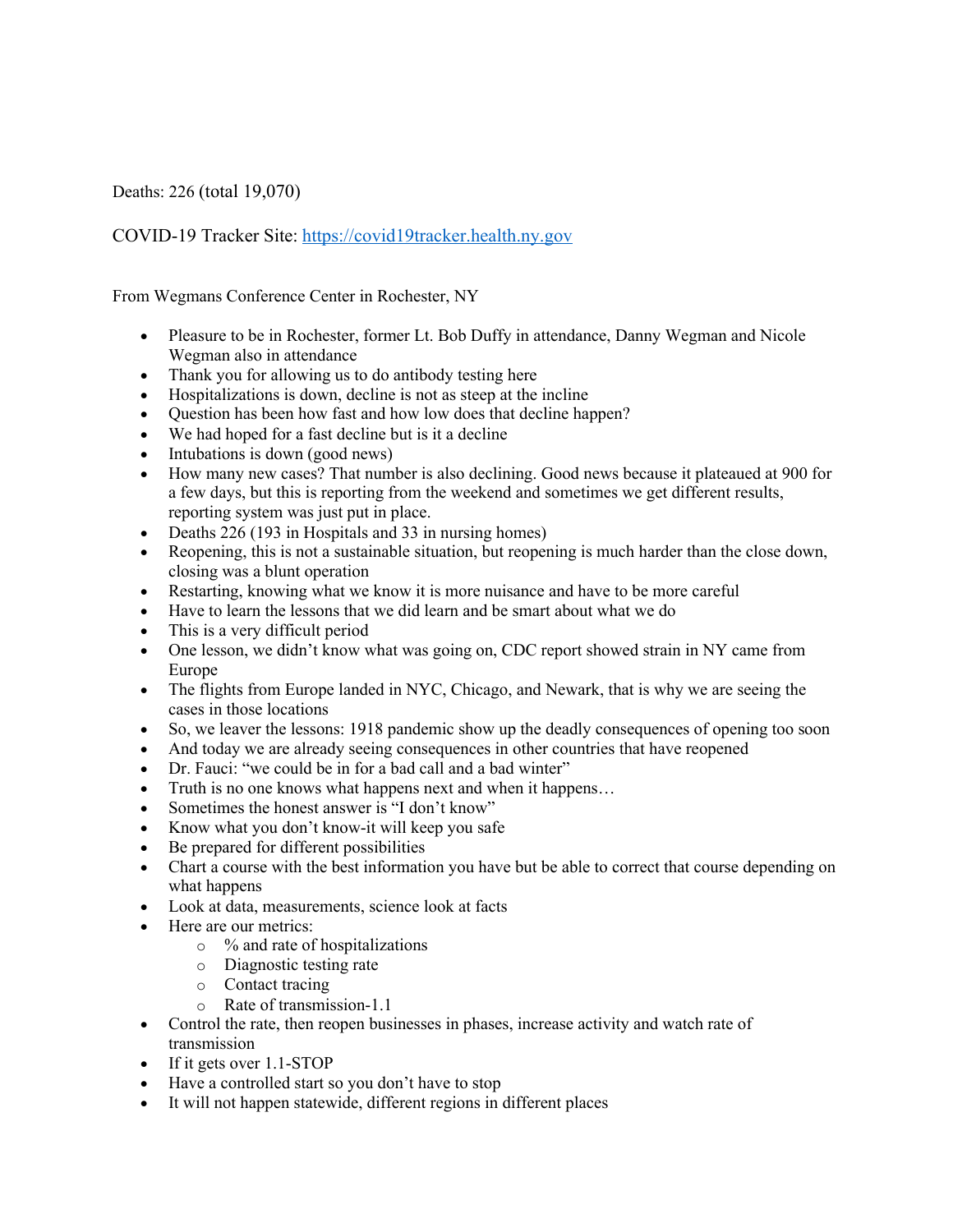Deaths: 226 (total 19,070)

COVID-19 Tracker Site: https://covid19tracker.health.ny.gov

From Wegmans Conference Center in Rochester, NY

- Pleasure to be in Rochester, former Lt. Bob Duffy in attendance, Danny Wegman and Nicole Wegman also in attendance
- Thank you for allowing us to do antibody testing here
- Hospitalizations is down, decline is not as steep at the incline
- Question has been how fast and how low does that decline happen?
- We had hoped for a fast decline but is it a decline
- Intubations is down (good news)
- How many new cases? That number is also declining. Good news because it plateaued at 900 for a few days, but this is reporting from the weekend and sometimes we get different results, reporting system was just put in place.
- Deaths 226 (193 in Hospitals and 33 in nursing homes)
- Reopening, this is not a sustainable situation, but reopening is much harder than the close down, closing was a blunt operation
- Restarting, knowing what we know it is more nuisance and have to be more careful
- Have to learn the lessons that we did learn and be smart about what we do
- This is a very difficult period
- One lesson, we didn't know what was going on, CDC report showed strain in NY came from Europe
- The flights from Europe landed in NYC, Chicago, and Newark, that is why we are seeing the cases in those locations
- So, we leaver the lessons: 1918 pandemic show up the deadly consequences of opening too soon
- And today we are already seeing consequences in other countries that have reopened
- Dr. Fauci: "we could be in for a bad call and a bad winter"
- Truth is no one knows what happens next and when it happens…
- Sometimes the honest answer is "I don't know"
- Know what you don't know-it will keep you safe
- Be prepared for different possibilities
- Chart a course with the best information you have but be able to correct that course depending on what happens
- Look at data, measurements, science look at facts
- Here are our metrics:
  - % and rate of hospitalizations
  - Diagnostic testing rate
  - Contact tracing
  - Rate of transmission-1.1
- Control the rate, then reopen businesses in phases, increase activity and watch rate of transmission
- If it gets over 1.1-STOP
- Have a controlled start so you don't have to stop
- It will not happen statewide, different regions in different places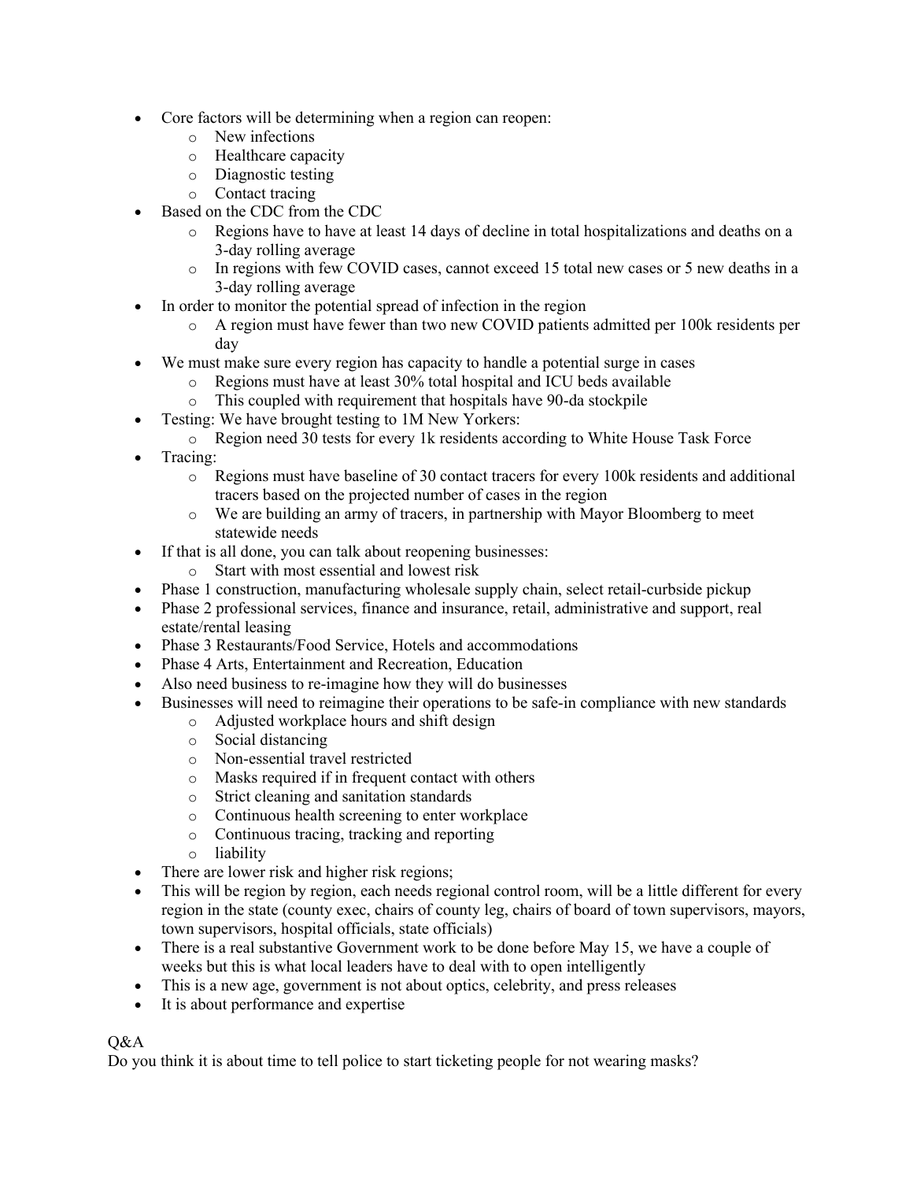- Core factors will be determining when a region can reopen:
  - New infections
  - Healthcare capacity
  - Diagnostic testing
  - Contact tracing
- Based on the CDC from the CDC
  - Regions have to have at least 14 days of decline in total hospitalizations and deaths on a 3-day rolling average
  - In regions with few COVID cases, cannot exceed 15 total new cases or 5 new deaths in a 3-day rolling average
- In order to monitor the potential spread of infection in the region
  - A region must have fewer than two new COVID patients admitted per 100k residents per day
- We must make sure every region has capacity to handle a potential surge in cases
  - Regions must have at least 30% total hospital and ICU beds available
  - This coupled with requirement that hospitals have 90-da stockpile
- Testing: We have brought testing to 1M New Yorkers:
  - Region need 30 tests for every 1k residents according to White House Task Force
- Tracing:
  - Regions must have baseline of 30 contact tracers for every 100k residents and additional tracers based on the projected number of cases in the region
  - We are building an army of tracers, in partnership with Mayor Bloomberg to meet statewide needs
- If that is all done, you can talk about reopening businesses:
  - Start with most essential and lowest risk
- Phase 1 construction, manufacturing wholesale supply chain, select retail-curbside pickup
- Phase 2 professional services, finance and insurance, retail, administrative and support, real estate/rental leasing
- Phase 3 Restaurants/Food Service, Hotels and accommodations
- Phase 4 Arts, Entertainment and Recreation, Education
- Also need business to re-imagine how they will do businesses
- Businesses will need to reimagine their operations to be safe-in compliance with new standards
  - Adjusted workplace hours and shift design
  - Social distancing
  - Non-essential travel restricted
  - Masks required if in frequent contact with others
  - Strict cleaning and sanitation standards
  - Continuous health screening to enter workplace
  - Continuous tracing, tracking and reporting
  - liability
- There are lower risk and higher risk regions;
- This will be region by region, each needs regional control room, will be a little different for every region in the state (county exec, chairs of county leg, chairs of board of town supervisors, mayors, town supervisors, hospital officials, state officials)
- There is a real substantive Government work to be done before May 15, we have a couple of weeks but this is what local leaders have to deal with to open intelligently
- This is a new age, government is not about optics, celebrity, and press releases
- It is about performance and expertise

Q&A

Do you think it is about time to tell police to start ticketing people for not wearing masks?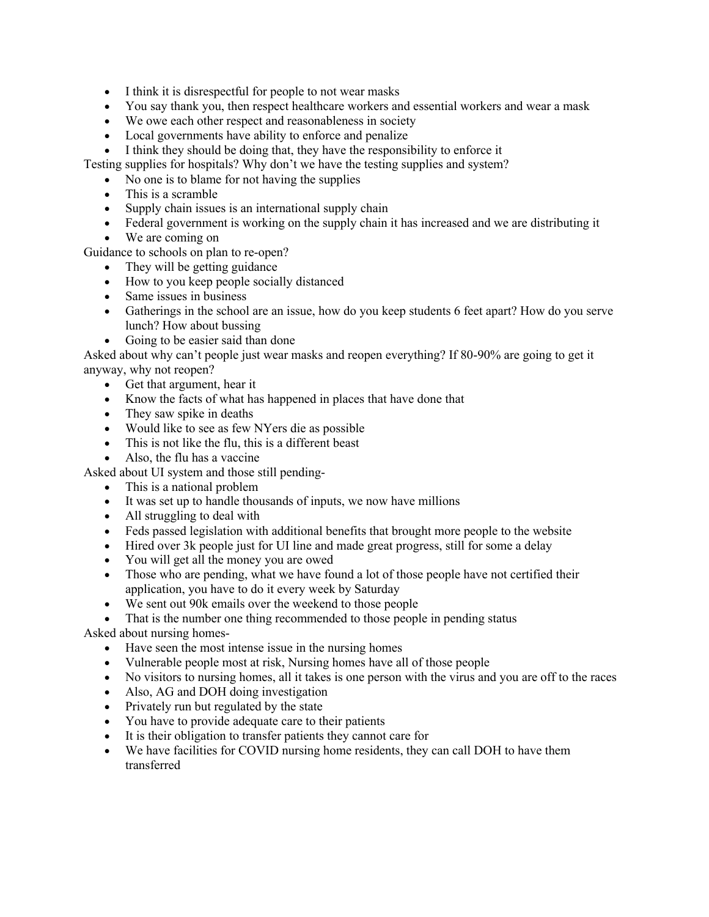- I think it is disrespectful for people to not wear masks
- You say thank you, then respect healthcare workers and essential workers and wear a mask
- We owe each other respect and reasonableness in society
- Local governments have ability to enforce and penalize
- I think they should be doing that, they have the responsibility to enforce it

Testing supplies for hospitals? Why don't we have the testing supplies and system?

- No one is to blame for not having the supplies
- This is a scramble
- Supply chain issues is an international supply chain
- Federal government is working on the supply chain it has increased and we are distributing it
- We are coming on

Guidance to schools on plan to re-open?

- They will be getting guidance
- How to you keep people socially distanced
- Same issues in business
- Gatherings in the school are an issue, how do you keep students 6 feet apart? How do you serve lunch? How about bussing
- Going to be easier said than done

Asked about why can't people just wear masks and reopen everything? If 80-90% are going to get it anyway, why not reopen?

- Get that argument, hear it
- Know the facts of what has happened in places that have done that
- They saw spike in deaths
- Would like to see as few NYers die as possible
- This is not like the flu, this is a different beast
- Also, the flu has a vaccine

Asked about UI system and those still pending-

- This is a national problem
- It was set up to handle thousands of inputs, we now have millions
- All struggling to deal with
- Feds passed legislation with additional benefits that brought more people to the website
- Hired over 3k people just for UI line and made great progress, still for some a delay
- You will get all the money you are owed
- Those who are pending, what we have found a lot of those people have not certified their application, you have to do it every week by Saturday
- We sent out 90k emails over the weekend to those people
- That is the number one thing recommended to those people in pending status

Asked about nursing homes-

- Have seen the most intense issue in the nursing homes
- Vulnerable people most at risk, Nursing homes have all of those people
- No visitors to nursing homes, all it takes is one person with the virus and you are off to the races
- Also, AG and DOH doing investigation
- Privately run but regulated by the state
- You have to provide adequate care to their patients
- It is their obligation to transfer patients they cannot care for
- We have facilities for COVID nursing home residents, they can call DOH to have them transferred